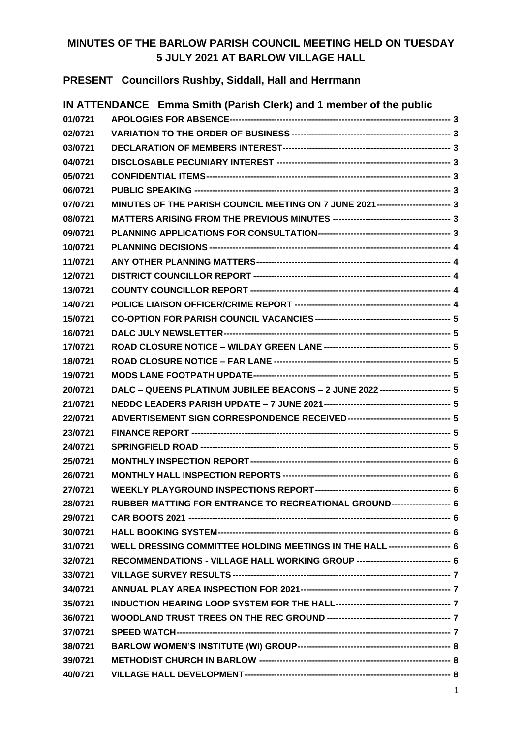# MINUTES OF THE BARLOW PARISH COUNCIL MEETING HELD ON TUESDAY 5 JULY 2021 AT BARLOW VILLAGE HALL

**PRESENT** **Councillors Rushby, Siddall, Hall and Herrmann**

**IN ATTENDANCE** **Emma Smith (Parish Clerk) and 1 member of the public**

| | | |
|---|---|---|
| 01/0721 | APOLOGIES FOR ABSENCE | 3 |
| 02/0721 | VARIATION TO THE ORDER OF BUSINESS | 3 |
| 03/0721 | DECLARATION OF MEMBERS INTEREST | 3 |
| 04/0721 | DISCLOSABLE PECUNIARY INTEREST | 3 |
| 05/0721 | CONFIDENTIAL ITEMS | 3 |
| 06/0721 | PUBLIC SPEAKING | 3 |
| 07/0721 | MINUTES OF THE PARISH COUNCIL MEETING ON 7 JUNE 2021 | 3 |
| 08/0721 | MATTERS ARISING FROM THE PREVIOUS MINUTES | 3 |
| 09/0721 | PLANNING APPLICATIONS FOR CONSULTATION | 3 |
| 10/0721 | PLANNING DECISIONS | 4 |
| 11/0721 | ANY OTHER PLANNING MATTERS | 4 |
| 12/0721 | DISTRICT COUNCILLOR REPORT | 4 |
| 13/0721 | COUNTY COUNCILLOR REPORT | 4 |
| 14/0721 | POLICE LIAISON OFFICER/CRIME REPORT | 4 |
| 15/0721 | CO-OPTION FOR PARISH COUNCIL VACANCIES | 5 |
| 16/0721 | DALC JULY NEWSLETTER | 5 |
| 17/0721 | ROAD CLOSURE NOTICE – WILDAY GREEN LANE | 5 |
| 18/0721 | ROAD CLOSURE NOTICE – FAR LANE | 5 |
| 19/0721 | MODS LANE FOOTPATH UPDATE | 5 |
| 20/0721 | DALC – QUEENS PLATINUM JUBILEE BEACONS – 2 JUNE 2022 | 5 |
| 21/0721 | NEDDC LEADERS PARISH UPDATE – 7 JUNE 2021 | 5 |
| 22/0721 | ADVERTISEMENT SIGN CORRESPONDENCE RECEIVED | 5 |
| 23/0721 | FINANCE REPORT | 5 |
| 24/0721 | SPRINGFIELD ROAD | 5 |
| 25/0721 | MONTHLY INSPECTION REPORT | 6 |
| 26/0721 | MONTHLY HALL INSPECTION REPORTS | 6 |
| 27/0721 | WEEKLY PLAYGROUND INSPECTIONS REPORT | 6 |
| 28/0721 | RUBBER MATTING FOR ENTRANCE TO RECREATIONAL GROUND | 6 |
| 29/0721 | CAR BOOTS 2021 | 6 |
| 30/0721 | HALL BOOKING SYSTEM | 6 |
| 31/0721 | WELL DRESSING COMMITTEE HOLDING MEETINGS IN THE HALL | 6 |
| 32/0721 | RECOMMENDATIONS - VILLAGE HALL WORKING GROUP | 6 |
| 33/0721 | VILLAGE SURVEY RESULTS | 7 |
| 34/0721 | ANNUAL PLAY AREA INSPECTION FOR 2021 | 7 |
| 35/0721 | INDUCTION HEARING LOOP SYSTEM FOR THE HALL | 7 |
| 36/0721 | WOODLAND TRUST TREES ON THE REC GROUND | 7 |
| 37/0721 | SPEED WATCH | 7 |
| 38/0721 | BARLOW WOMEN'S INSTITUTE (WI) GROUP | 8 |
| 39/0721 | METHODIST CHURCH IN BARLOW | 8 |
| 40/0721 | VILLAGE HALL DEVELOPMENT | 8 |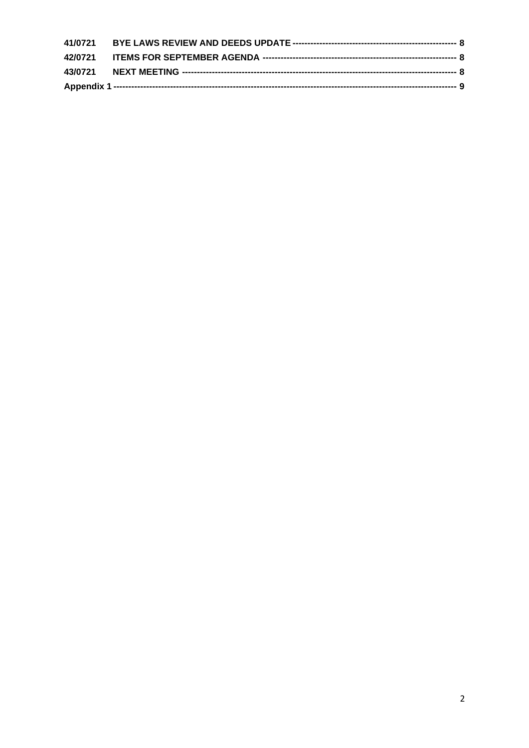**41/0721 BYE LAWS REVIEW AND DEEDS UPDATE** ---------------------------------------------------- 8

**42/0721 ITEMS FOR SEPTEMBER AGENDA** ---------------------------------------------------------- 8

**43/0721 NEXT MEETING** -------------------------------------------------------------------------------- 8

**Appendix 1** ------------------------------------------------------------------------------------------------- 9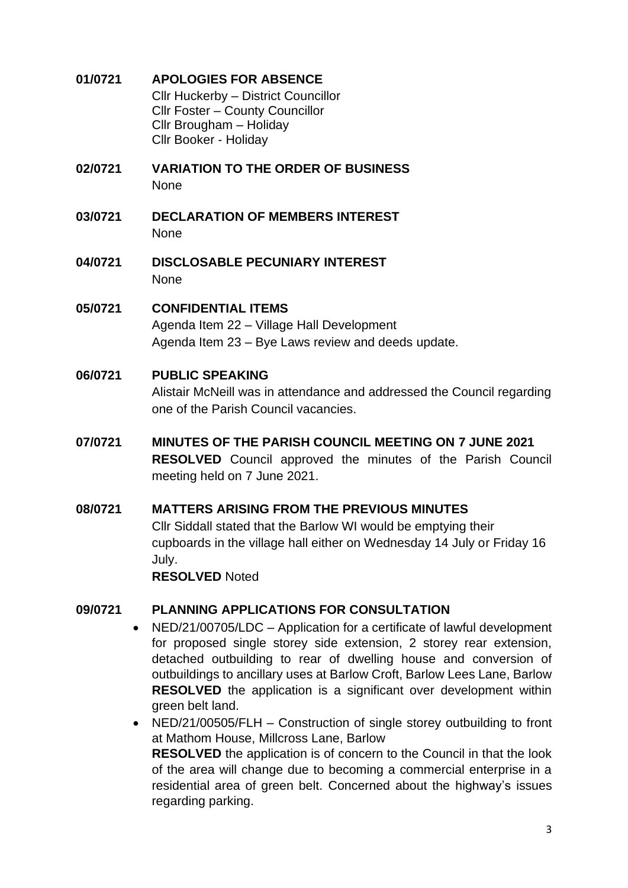**01/0721 APOLOGIES FOR ABSENCE**

Cllr Huckerby – District Councillor
Cllr Foster – County Councillor
Cllr Brougham – Holiday
Cllr Booker - Holiday

**02/0721 VARIATION TO THE ORDER OF BUSINESS**

None

**03/0721 DECLARATION OF MEMBERS INTEREST**

None

**04/0721 DISCLOSABLE PECUNIARY INTEREST**

None

**05/0721 CONFIDENTIAL ITEMS**

Agenda Item 22 – Village Hall Development
Agenda Item 23 – Bye Laws review and deeds update.

**06/0721 PUBLIC SPEAKING**

Alistair McNeill was in attendance and addressed the Council regarding one of the Parish Council vacancies.

**07/0721 MINUTES OF THE PARISH COUNCIL MEETING ON 7 JUNE 2021**

**RESOLVED** Council approved the minutes of the Parish Council meeting held on 7 June 2021.

**08/0721 MATTERS ARISING FROM THE PREVIOUS MINUTES**

Cllr Siddall stated that the Barlow WI would be emptying their cupboards in the village hall either on Wednesday 14 July or Friday 16 July.
**RESOLVED** Noted

**09/0721 PLANNING APPLICATIONS FOR CONSULTATION**

- NED/21/00705/LDC – Application for a certificate of lawful development for proposed single storey side extension, 2 storey rear extension, detached outbuilding to rear of dwelling house and conversion of outbuildings to ancillary uses at Barlow Croft, Barlow Lees Lane, Barlow
  **RESOLVED** the application is a significant over development within green belt land.
- NED/21/00505/FLH – Construction of single storey outbuilding to front at Mathom House, Millcross Lane, Barlow
  **RESOLVED** the application is of concern to the Council in that the look of the area will change due to becoming a commercial enterprise in a residential area of green belt. Concerned about the highway's issues regarding parking.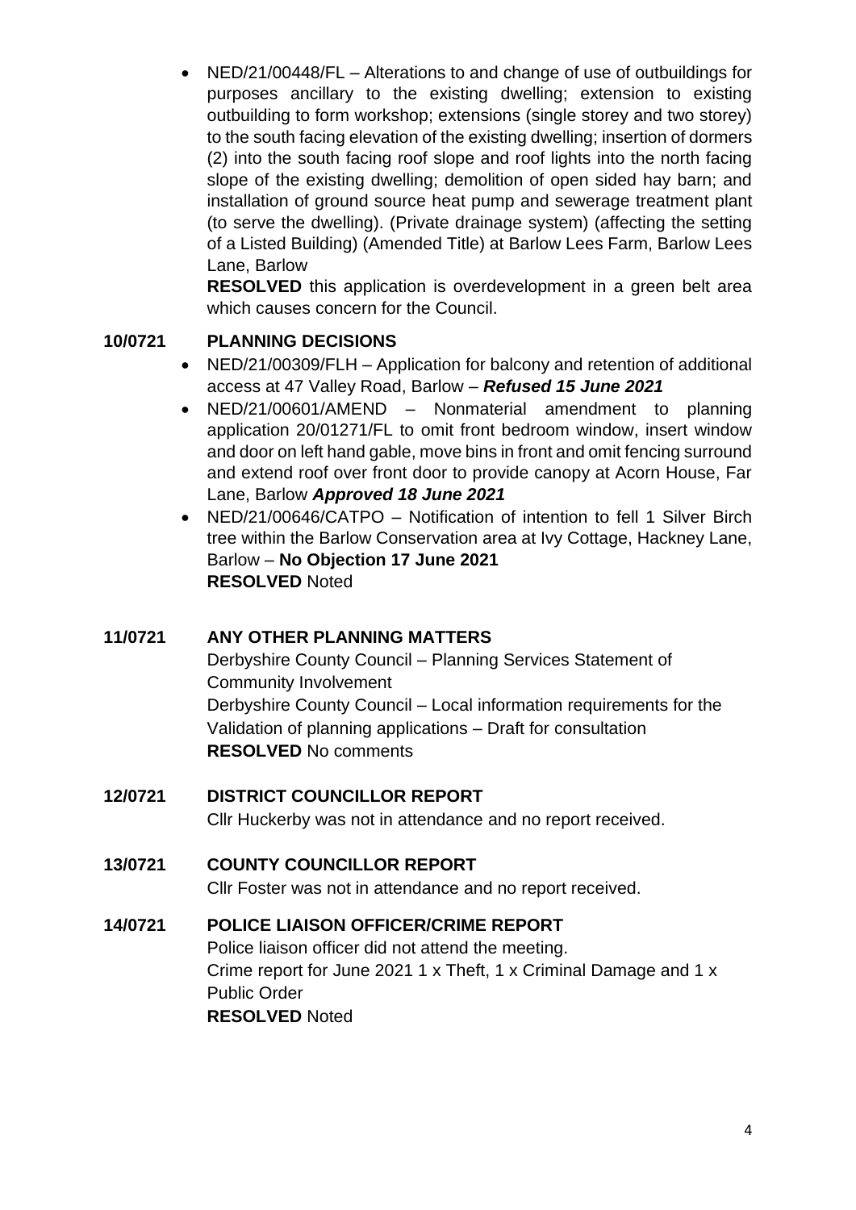- NED/21/00448/FL – Alterations to and change of use of outbuildings for purposes ancillary to the existing dwelling; extension to existing outbuilding to form workshop; extensions (single storey and two storey) to the south facing elevation of the existing dwelling; insertion of dormers (2) into the south facing roof slope and roof lights into the north facing slope of the existing dwelling; demolition of open sided hay barn; and installation of ground source heat pump and sewerage treatment plant (to serve the dwelling). (Private drainage system) (affecting the setting of a Listed Building) (Amended Title) at Barlow Lees Farm, Barlow Lees Lane, Barlow

  **RESOLVED** this application is overdevelopment in a green belt area which causes concern for the Council.

## 10/0721 PLANNING DECISIONS

- NED/21/00309/FLH – Application for balcony and retention of additional access at 47 Valley Road, Barlow – ***Refused 15 June 2021***
- NED/21/00601/AMEND – Nonmaterial amendment to planning application 20/01271/FL to omit front bedroom window, insert window and door on left hand gable, move bins in front and omit fencing surround and extend roof over front door to provide canopy at Acorn House, Far Lane, Barlow ***Approved 18 June 2021***
- NED/21/00646/CATPO – Notification of intention to fell 1 Silver Birch tree within the Barlow Conservation area at Ivy Cottage, Hackney Lane, Barlow – **No Objection 17 June 2021**

  **RESOLVED** Noted

## 11/0721 ANY OTHER PLANNING MATTERS

Derbyshire County Council – Planning Services Statement of Community Involvement

Derbyshire County Council – Local information requirements for the Validation of planning applications – Draft for consultation

**RESOLVED** No comments

## 12/0721 DISTRICT COUNCILLOR REPORT

Cllr Huckerby was not in attendance and no report received.

## 13/0721 COUNTY COUNCILLOR REPORT

Cllr Foster was not in attendance and no report received.

## 14/0721 POLICE LIAISON OFFICER/CRIME REPORT

Police liaison officer did not attend the meeting.

Crime report for June 2021 1 x Theft, 1 x Criminal Damage and 1 x Public Order

**RESOLVED** Noted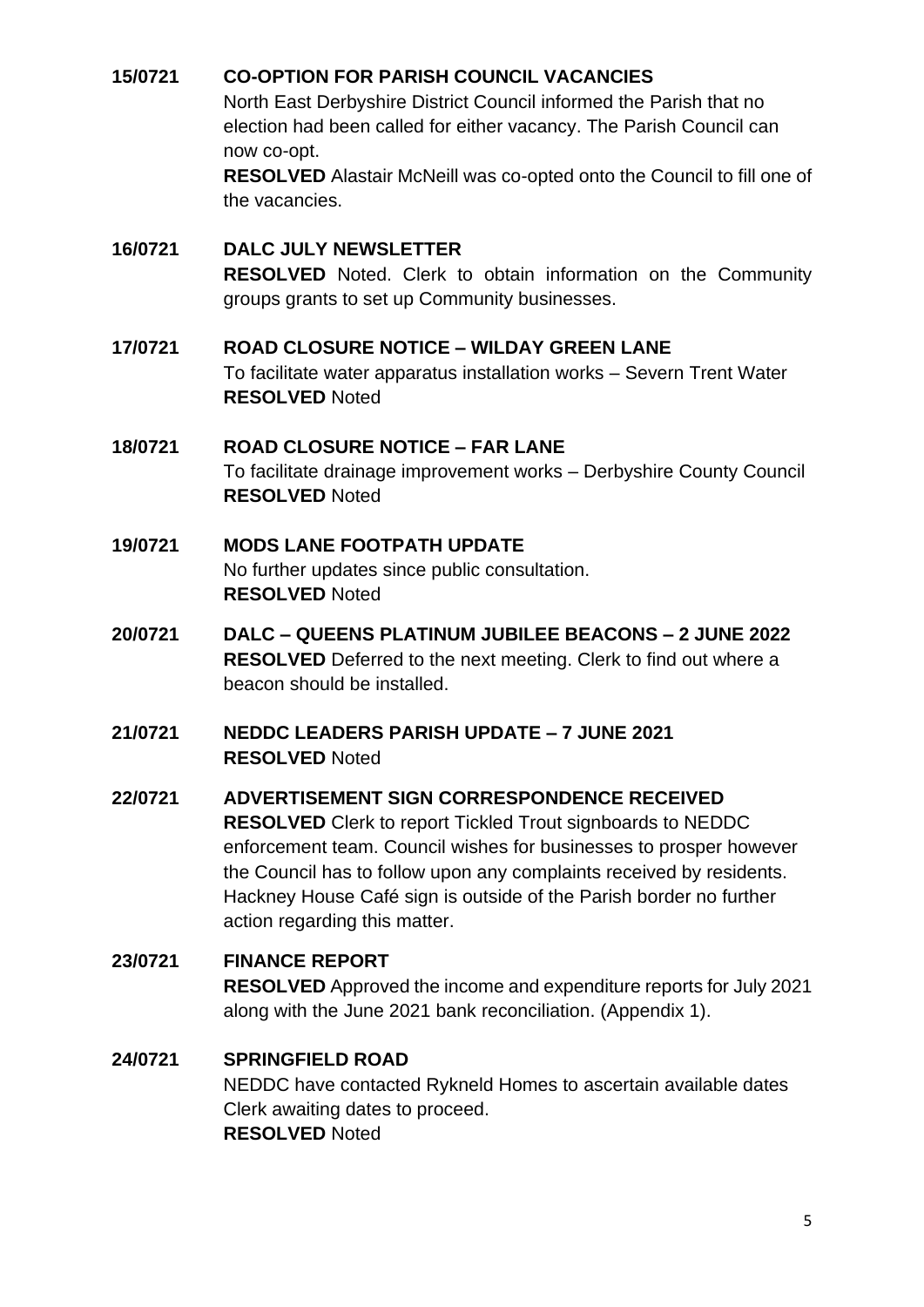**15/0721 CO-OPTION FOR PARISH COUNCIL VACANCIES**

North East Derbyshire District Council informed the Parish that no election had been called for either vacancy. The Parish Council can now co-opt.

**RESOLVED** Alastair McNeill was co-opted onto the Council to fill one of the vacancies.

**16/0721 DALC JULY NEWSLETTER**

**RESOLVED** Noted. Clerk to obtain information on the Community groups grants to set up Community businesses.

**17/0721 ROAD CLOSURE NOTICE – WILDAY GREEN LANE**

To facilitate water apparatus installation works – Severn Trent Water

**RESOLVED** Noted

**18/0721 ROAD CLOSURE NOTICE – FAR LANE**

To facilitate drainage improvement works – Derbyshire County Council

**RESOLVED** Noted

**19/0721 MODS LANE FOOTPATH UPDATE**

No further updates since public consultation.

**RESOLVED** Noted

**20/0721 DALC – QUEENS PLATINUM JUBILEE BEACONS – 2 JUNE 2022**

**RESOLVED** Deferred to the next meeting. Clerk to find out where a beacon should be installed.

**21/0721 NEDDC LEADERS PARISH UPDATE – 7 JUNE 2021**

**RESOLVED** Noted

**22/0721 ADVERTISEMENT SIGN CORRESPONDENCE RECEIVED**

**RESOLVED** Clerk to report Tickled Trout signboards to NEDDC enforcement team. Council wishes for businesses to prosper however the Council has to follow upon any complaints received by residents. Hackney House Café sign is outside of the Parish border no further action regarding this matter.

**23/0721 FINANCE REPORT**

**RESOLVED** Approved the income and expenditure reports for July 2021 along with the June 2021 bank reconciliation. (Appendix 1).

**24/0721 SPRINGFIELD ROAD**

NEDDC have contacted Rykneld Homes to ascertain available dates Clerk awaiting dates to proceed.

**RESOLVED** Noted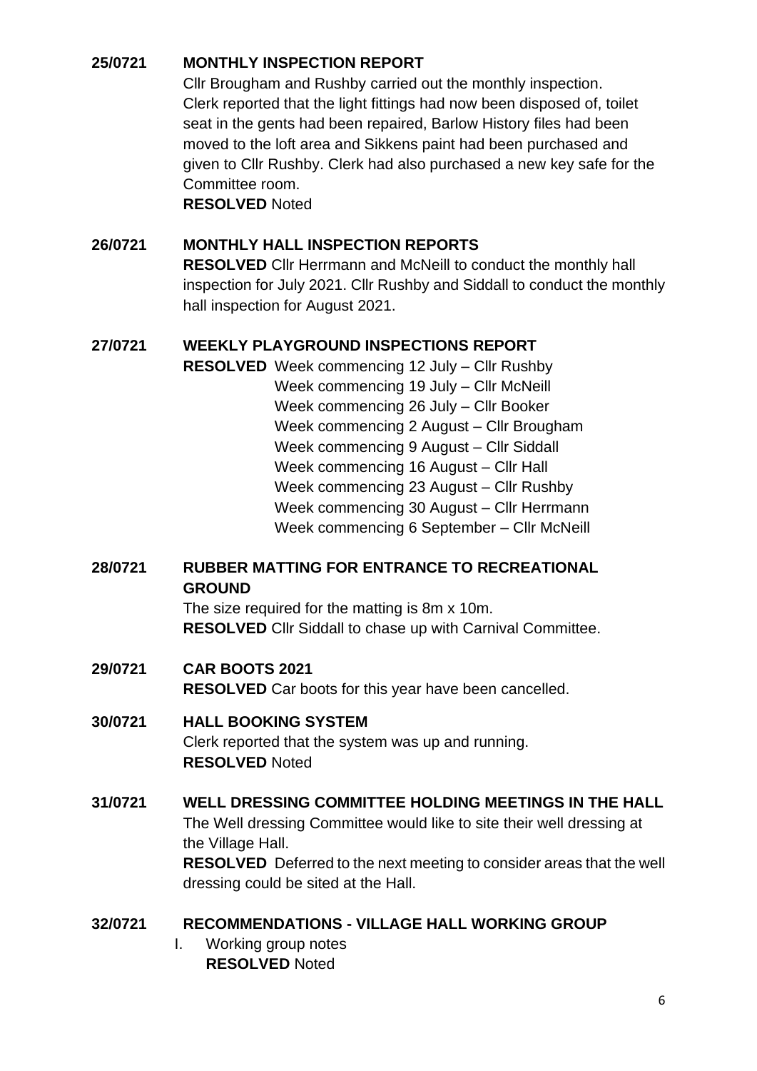**25/0721 MONTHLY INSPECTION REPORT**

Cllr Brougham and Rushby carried out the monthly inspection. Clerk reported that the light fittings had now been disposed of, toilet seat in the gents had been repaired, Barlow History files had been moved to the loft area and Sikkens paint had been purchased and given to Cllr Rushby. Clerk had also purchased a new key safe for the Committee room.

**RESOLVED** Noted

**26/0721 MONTHLY HALL INSPECTION REPORTS**

**RESOLVED** Cllr Herrmann and McNeill to conduct the monthly hall inspection for July 2021. Cllr Rushby and Siddall to conduct the monthly hall inspection for August 2021.

**27/0721 WEEKLY PLAYGROUND INSPECTIONS REPORT**

**RESOLVED** Week commencing 12 July – Cllr Rushby
Week commencing 19 July – Cllr McNeill
Week commencing 26 July – Cllr Booker
Week commencing 2 August – Cllr Brougham
Week commencing 9 August – Cllr Siddall
Week commencing 16 August – Cllr Hall
Week commencing 23 August – Cllr Rushby
Week commencing 30 August – Cllr Herrmann
Week commencing 6 September – Cllr McNeill

**28/0721 RUBBER MATTING FOR ENTRANCE TO RECREATIONAL GROUND**

The size required for the matting is 8m x 10m.
**RESOLVED** Cllr Siddall to chase up with Carnival Committee.

**29/0721 CAR BOOTS 2021**

**RESOLVED** Car boots for this year have been cancelled.

**30/0721 HALL BOOKING SYSTEM**

Clerk reported that the system was up and running.
**RESOLVED** Noted

**31/0721 WELL DRESSING COMMITTEE HOLDING MEETINGS IN THE HALL**

The Well dressing Committee would like to site their well dressing at the Village Hall.
**RESOLVED** Deferred to the next meeting to consider areas that the well dressing could be sited at the Hall.

**32/0721 RECOMMENDATIONS - VILLAGE HALL WORKING GROUP**

I. Working group notes
   **RESOLVED** Noted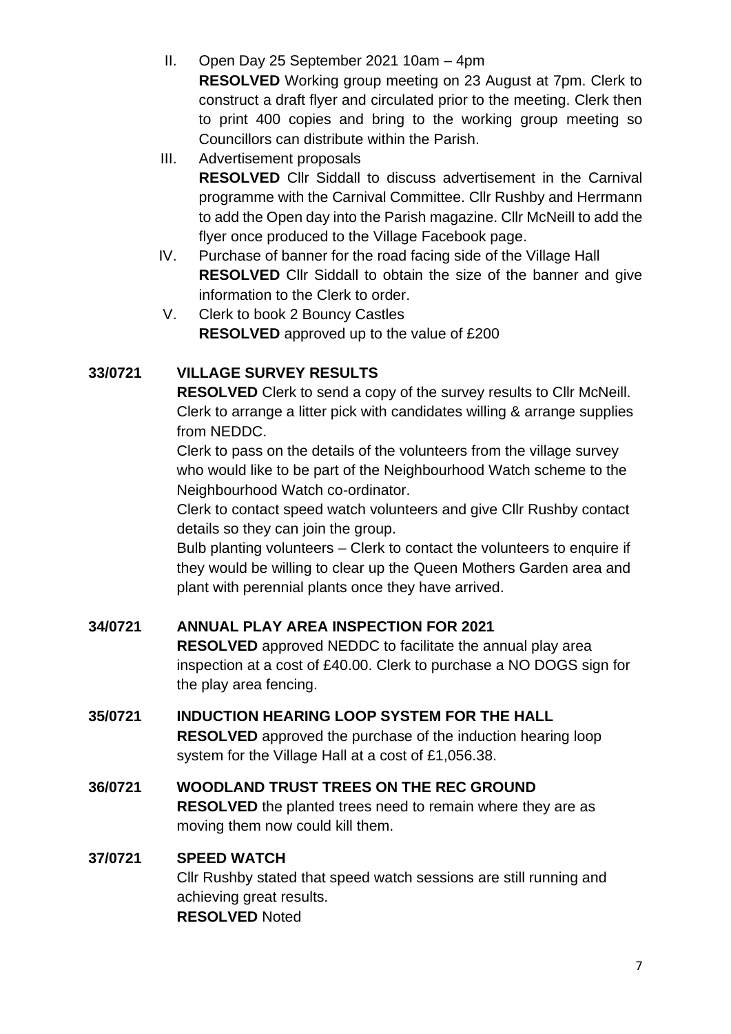II. Open Day 25 September 2021 10am – 4pm
   **RESOLVED** Working group meeting on 23 August at 7pm. Clerk to construct a draft flyer and circulated prior to the meeting. Clerk then to print 400 copies and bring to the working group meeting so Councillors can distribute within the Parish.

III. Advertisement proposals
   **RESOLVED** Cllr Siddall to discuss advertisement in the Carnival programme with the Carnival Committee. Cllr Rushby and Herrmann to add the Open day into the Parish magazine. Cllr McNeill to add the flyer once produced to the Village Facebook page.

IV. Purchase of banner for the road facing side of the Village Hall
   **RESOLVED** Cllr Siddall to obtain the size of the banner and give information to the Clerk to order.

V. Clerk to book 2 Bouncy Castles
   **RESOLVED** approved up to the value of £200

**33/0721 VILLAGE SURVEY RESULTS**

**RESOLVED** Clerk to send a copy of the survey results to Cllr McNeill. Clerk to arrange a litter pick with candidates willing & arrange supplies from NEDDC.

Clerk to pass on the details of the volunteers from the village survey who would like to be part of the Neighbourhood Watch scheme to the Neighbourhood Watch co-ordinator.

Clerk to contact speed watch volunteers and give Cllr Rushby contact details so they can join the group.

Bulb planting volunteers – Clerk to contact the volunteers to enquire if they would be willing to clear up the Queen Mothers Garden area and plant with perennial plants once they have arrived.

**34/0721 ANNUAL PLAY AREA INSPECTION FOR 2021**

**RESOLVED** approved NEDDC to facilitate the annual play area inspection at a cost of £40.00. Clerk to purchase a NO DOGS sign for the play area fencing.

**35/0721 INDUCTION HEARING LOOP SYSTEM FOR THE HALL**

**RESOLVED** approved the purchase of the induction hearing loop system for the Village Hall at a cost of £1,056.38.

**36/0721 WOODLAND TRUST TREES ON THE REC GROUND**

**RESOLVED** the planted trees need to remain where they are as moving them now could kill them.

**37/0721 SPEED WATCH**

Cllr Rushby stated that speed watch sessions are still running and achieving great results.
**RESOLVED** Noted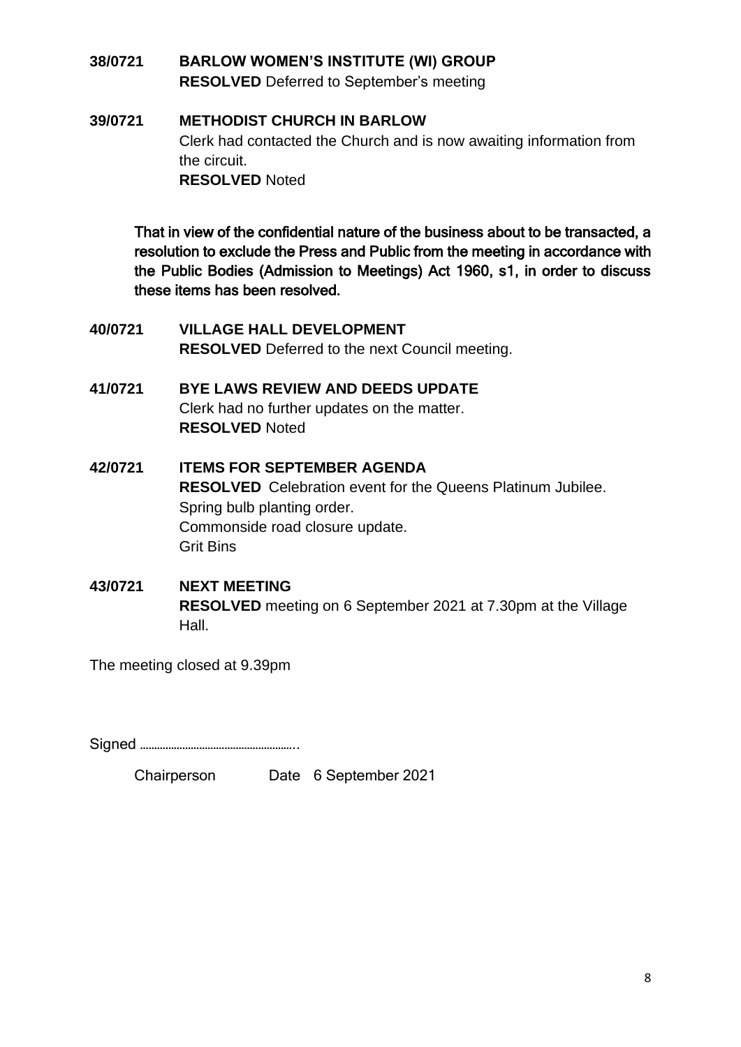**38/0721 BARLOW WOMEN'S INSTITUTE (WI) GROUP**

**RESOLVED** Deferred to September's meeting

**39/0721 METHODIST CHURCH IN BARLOW**

Clerk had contacted the Church and is now awaiting information from the circuit.

**RESOLVED** Noted

**That in view of the confidential nature of the business about to be transacted, a resolution to exclude the Press and Public from the meeting in accordance with the Public Bodies (Admission to Meetings) Act 1960, s1, in order to discuss these items has been resolved.**

**40/0721 VILLAGE HALL DEVELOPMENT**

**RESOLVED** Deferred to the next Council meeting.

**41/0721 BYE LAWS REVIEW AND DEEDS UPDATE**

Clerk had no further updates on the matter.

**RESOLVED** Noted

**42/0721 ITEMS FOR SEPTEMBER AGENDA**

**RESOLVED** Celebration event for the Queens Platinum Jubilee.
Spring bulb planting order.
Commonside road closure update.
Grit Bins

**43/0721 NEXT MEETING**

**RESOLVED** meeting on 6 September 2021 at 7.30pm at the Village Hall.

The meeting closed at 9.39pm

Signed ………………………………………..

Chairperson Date 6 September 2021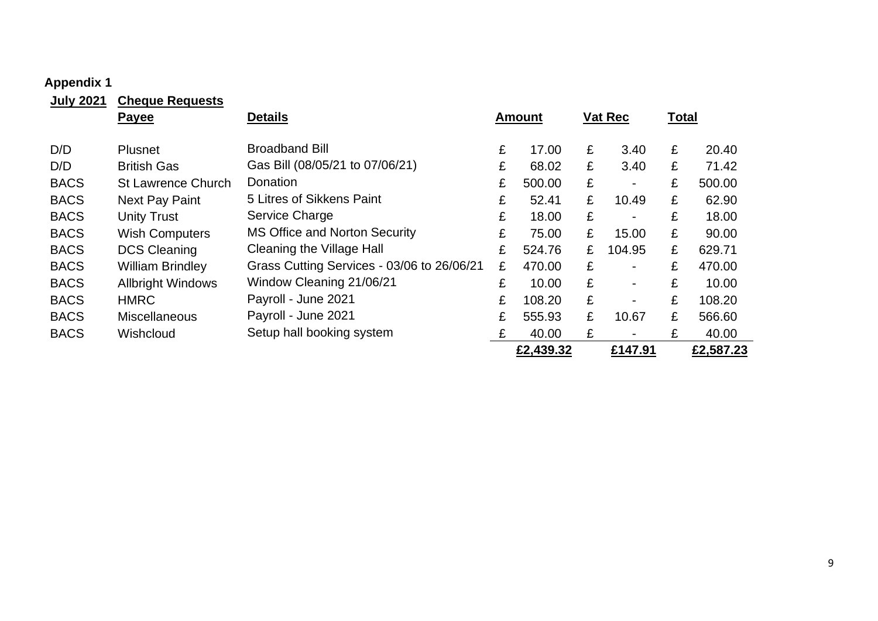**Appendix 1**

| **July 2021** | **Cheque Requests** | | | | |
|---|---|---|---|---|---|
| | **Payee** | **Details** | **Amount** | **Vat Rec** | **Total** |
| D/D | Plusnet | Broadband Bill | £ 17.00 | £ 3.40 | £ 20.40 |
| D/D | British Gas | Gas Bill (08/05/21 to 07/06/21) | £ 68.02 | £ 3.40 | £ 71.42 |
| BACS | St Lawrence Church | Donation | £ 500.00 | £ - | £ 500.00 |
| BACS | Next Pay Paint | 5 Litres of Sikkens Paint | £ 52.41 | £ 10.49 | £ 62.90 |
| BACS | Unity Trust | Service Charge | £ 18.00 | £ - | £ 18.00 |
| BACS | Wish Computers | MS Office and Norton Security | £ 75.00 | £ 15.00 | £ 90.00 |
| BACS | DCS Cleaning | Cleaning the Village Hall | £ 524.76 | £ 104.95 | £ 629.71 |
| BACS | William Brindley | Grass Cutting Services - 03/06 to 26/06/21 | £ 470.00 | £ - | £ 470.00 |
| BACS | Allbright Windows | Window Cleaning 21/06/21 | £ 10.00 | £ - | £ 10.00 |
| BACS | HMRC | Payroll - June 2021 | £ 108.20 | £ - | £ 108.20 |
| BACS | Miscellaneous | Payroll - June 2021 | £ 555.93 | £ 10.67 | £ 566.60 |
| BACS | Wishcloud | Setup hall booking system | £ 40.00 | £ - | £ 40.00 |
| | | | **£2,439.32** | **£147.91** | **£2,587.23** |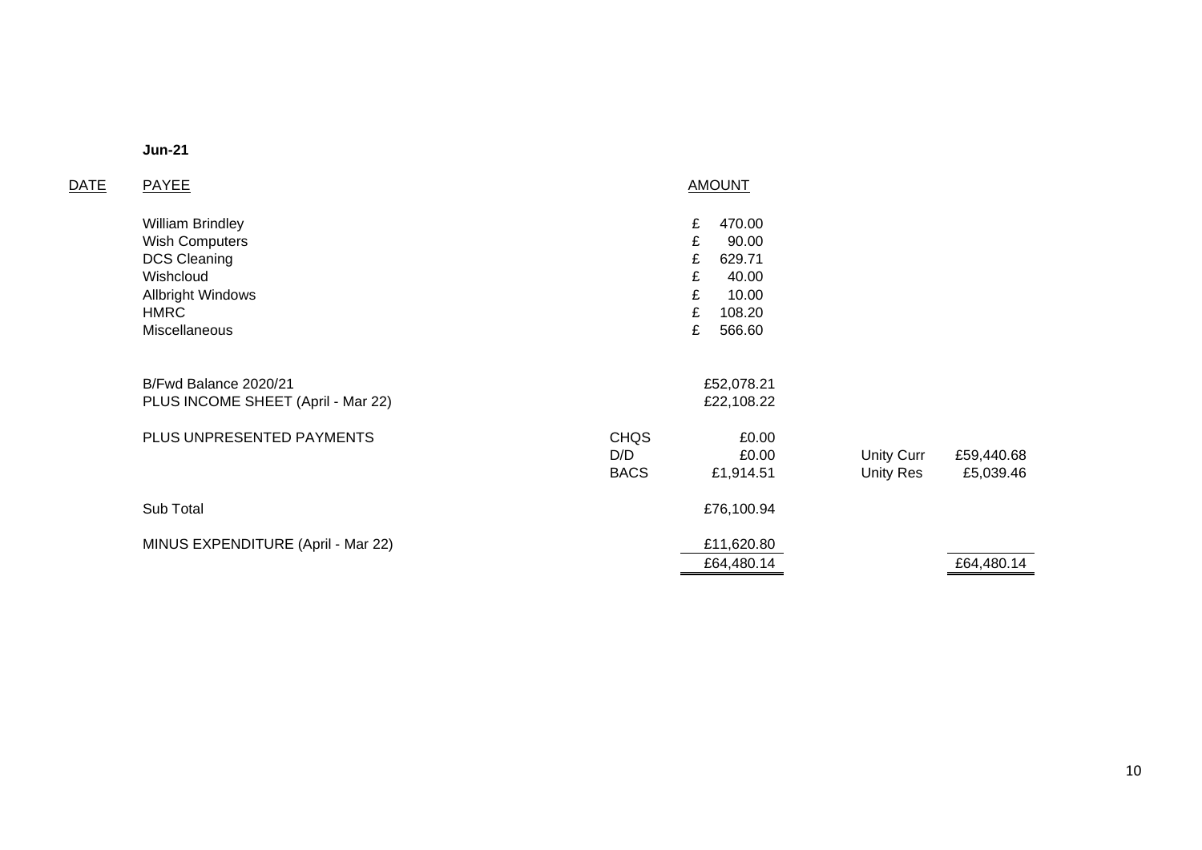**Jun-21**

| DATE | PAYEE | AMOUNT |
|---|---|---|
| | William Brindley | £ 470.00 |
| | Wish Computers | £ 90.00 |
| | DCS Cleaning | £ 629.71 |
| | Wishcloud | £ 40.00 |
| | Allbright Windows | £ 10.00 |
| | HMRC | £ 108.20 |
| | Miscellaneous | £ 566.60 |

| | | | | |
|---|---|---|---|---|
| B/Fwd Balance 2020/21 | | £52,078.21 | | |
| PLUS INCOME SHEET (April - Mar 22) | | £22,108.22 | | |
| PLUS UNPRESENTED PAYMENTS | CHQS | £0.00 | | |
| | D/D | £0.00 | Unity Curr | £59,440.68 |
| | BACS | £1,914.51 | Unity Res | £5,039.46 |
| Sub Total | | £76,100.94 | | |
| MINUS EXPENDITURE (April - Mar 22) | | £11,620.80 | | |
| | | £64,480.14 | | £64,480.14 |